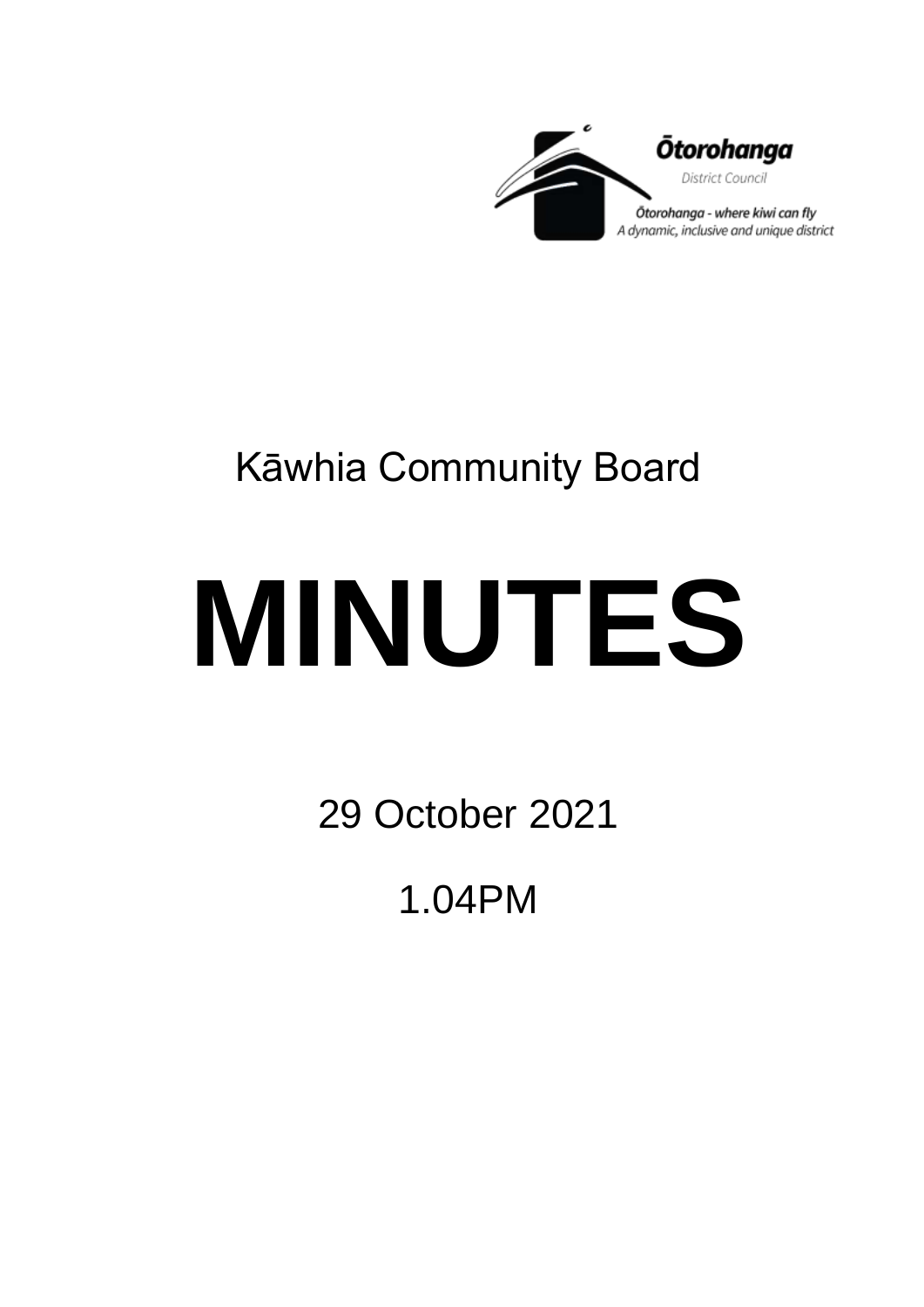Ōtorohanga District Council

Ōtorohanga - where kiwi can fly
A dynamic, inclusive and unique district

Kāwhia Community Board

# MINUTES

29 October 2021

1.04PM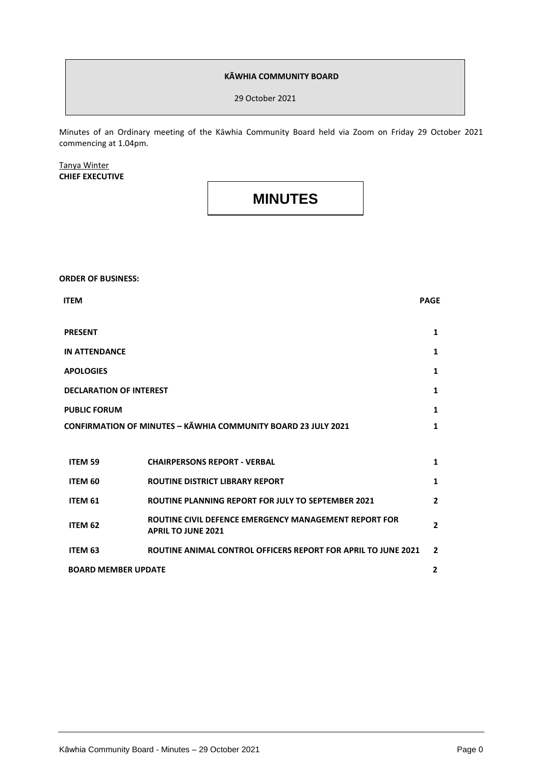**KĀWHIA COMMUNITY BOARD**

29 October 2021

Minutes of an Ordinary meeting of the Kāwhia Community Board held via Zoom on Friday 29 October 2021 commencing at 1.04pm.

Tanya Winter
**CHIEF EXECUTIVE**

# MINUTES

**ORDER OF BUSINESS:**

| ITEM | | PAGE |
|---|---|---|
| **PRESENT** | | **1** |
| **IN ATTENDANCE** | | **1** |
| **APOLOGIES** | | **1** |
| **DECLARATION OF INTEREST** | | **1** |
| **PUBLIC FORUM** | | **1** |
| **CONFIRMATION OF MINUTES – KĀWHIA COMMUNITY BOARD 23 JULY 2021** | | **1** |
| **ITEM 59** | **CHAIRPERSONS REPORT - VERBAL** | **1** |
| **ITEM 60** | **ROUTINE DISTRICT LIBRARY REPORT** | **1** |
| **ITEM 61** | **ROUTINE PLANNING REPORT FOR JULY TO SEPTEMBER 2021** | **2** |
| **ITEM 62** | **ROUTINE CIVIL DEFENCE EMERGENCY MANAGEMENT REPORT FOR APRIL TO JUNE 2021** | **2** |
| **ITEM 63** | **ROUTINE ANIMAL CONTROL OFFICERS REPORT FOR APRIL TO JUNE 2021** | **2** |
| **BOARD MEMBER UPDATE** | | **2** |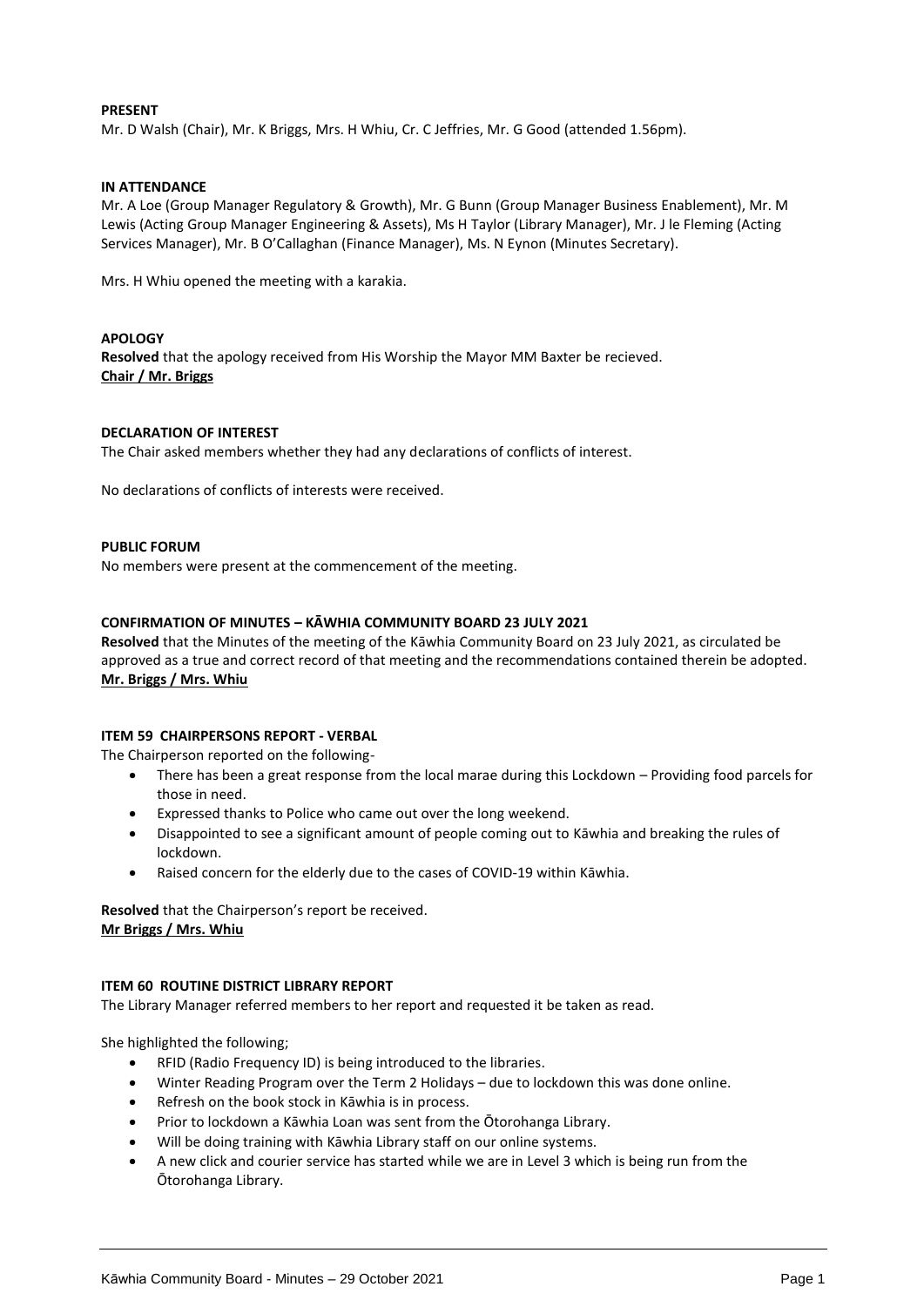**PRESENT**

Mr. D Walsh (Chair), Mr. K Briggs, Mrs. H Whiu, Cr. C Jeffries, Mr. G Good (attended 1.56pm).

**IN ATTENDANCE**

Mr. A Loe (Group Manager Regulatory & Growth), Mr. G Bunn (Group Manager Business Enablement), Mr. M Lewis (Acting Group Manager Engineering & Assets), Ms H Taylor (Library Manager), Mr. J le Fleming (Acting Services Manager), Mr. B O'Callaghan (Finance Manager), Ms. N Eynon (Minutes Secretary).

Mrs. H Whiu opened the meeting with a karakia.

**APOLOGY**

**Resolved** that the apology received from His Worship the Mayor MM Baxter be recieved.
**Chair / Mr. Briggs**

**DECLARATION OF INTEREST**

The Chair asked members whether they had any declarations of conflicts of interest.

No declarations of conflicts of interests were received.

**PUBLIC FORUM**

No members were present at the commencement of the meeting.

**CONFIRMATION OF MINUTES – KĀWHIA COMMUNITY BOARD 23 JULY 2021**

**Resolved** that the Minutes of the meeting of the Kāwhia Community Board on 23 July 2021, as circulated be approved as a true and correct record of that meeting and the recommendations contained therein be adopted.
**Mr. Briggs / Mrs. Whiu**

**ITEM 59 CHAIRPERSONS REPORT - VERBAL**

The Chairperson reported on the following-

- There has been a great response from the local marae during this Lockdown – Providing food parcels for those in need.
- Expressed thanks to Police who came out over the long weekend.
- Disappointed to see a significant amount of people coming out to Kāwhia and breaking the rules of lockdown.
- Raised concern for the elderly due to the cases of COVID-19 within Kāwhia.

**Resolved** that the Chairperson's report be received.
**Mr Briggs / Mrs. Whiu**

**ITEM 60 ROUTINE DISTRICT LIBRARY REPORT**

The Library Manager referred members to her report and requested it be taken as read.

She highlighted the following;

- RFID (Radio Frequency ID) is being introduced to the libraries.
- Winter Reading Program over the Term 2 Holidays – due to lockdown this was done online.
- Refresh on the book stock in Kāwhia is in process.
- Prior to lockdown a Kāwhia Loan was sent from the Ōtorohanga Library.
- Will be doing training with Kāwhia Library staff on our online systems.
- A new click and courier service has started while we are in Level 3 which is being run from the Ōtorohanga Library.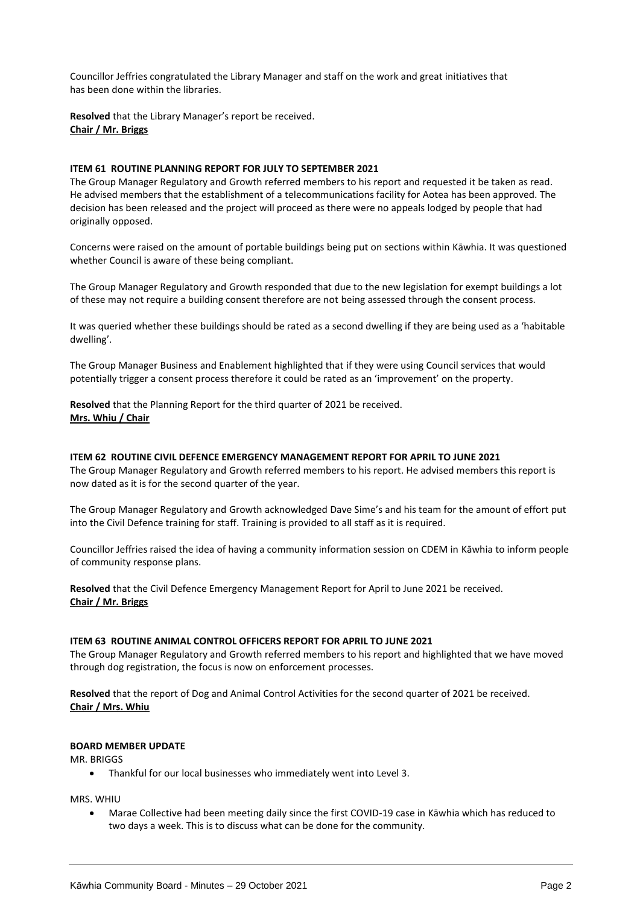Councillor Jeffries congratulated the Library Manager and staff on the work and great initiatives that has been done within the libraries.

**Resolved** that the Library Manager's report be received.
**Chair / Mr. Briggs**

### ITEM 61 ROUTINE PLANNING REPORT FOR JULY TO SEPTEMBER 2021

The Group Manager Regulatory and Growth referred members to his report and requested it be taken as read. He advised members that the establishment of a telecommunications facility for Aotea has been approved. The decision has been released and the project will proceed as there were no appeals lodged by people that had originally opposed.

Concerns were raised on the amount of portable buildings being put on sections within Kāwhia. It was questioned whether Council is aware of these being compliant.

The Group Manager Regulatory and Growth responded that due to the new legislation for exempt buildings a lot of these may not require a building consent therefore are not being assessed through the consent process.

It was queried whether these buildings should be rated as a second dwelling if they are being used as a 'habitable dwelling'.

The Group Manager Business and Enablement highlighted that if they were using Council services that would potentially trigger a consent process therefore it could be rated as an 'improvement' on the property.

**Resolved** that the Planning Report for the third quarter of 2021 be received.
**Mrs. Whiu / Chair**

### ITEM 62 ROUTINE CIVIL DEFENCE EMERGENCY MANAGEMENT REPORT FOR APRIL TO JUNE 2021

The Group Manager Regulatory and Growth referred members to his report. He advised members this report is now dated as it is for the second quarter of the year.

The Group Manager Regulatory and Growth acknowledged Dave Sime's and his team for the amount of effort put into the Civil Defence training for staff. Training is provided to all staff as it is required.

Councillor Jeffries raised the idea of having a community information session on CDEM in Kāwhia to inform people of community response plans.

**Resolved** that the Civil Defence Emergency Management Report for April to June 2021 be received.
**Chair / Mr. Briggs**

### ITEM 63 ROUTINE ANIMAL CONTROL OFFICERS REPORT FOR APRIL TO JUNE 2021

The Group Manager Regulatory and Growth referred members to his report and highlighted that we have moved through dog registration, the focus is now on enforcement processes.

**Resolved** that the report of Dog and Animal Control Activities for the second quarter of 2021 be received.
**Chair / Mrs. Whiu**

### BOARD MEMBER UPDATE

MR. BRIGGS

- Thankful for our local businesses who immediately went into Level 3.

MRS. WHIU

- Marae Collective had been meeting daily since the first COVID-19 case in Kāwhia which has reduced to two days a week. This is to discuss what can be done for the community.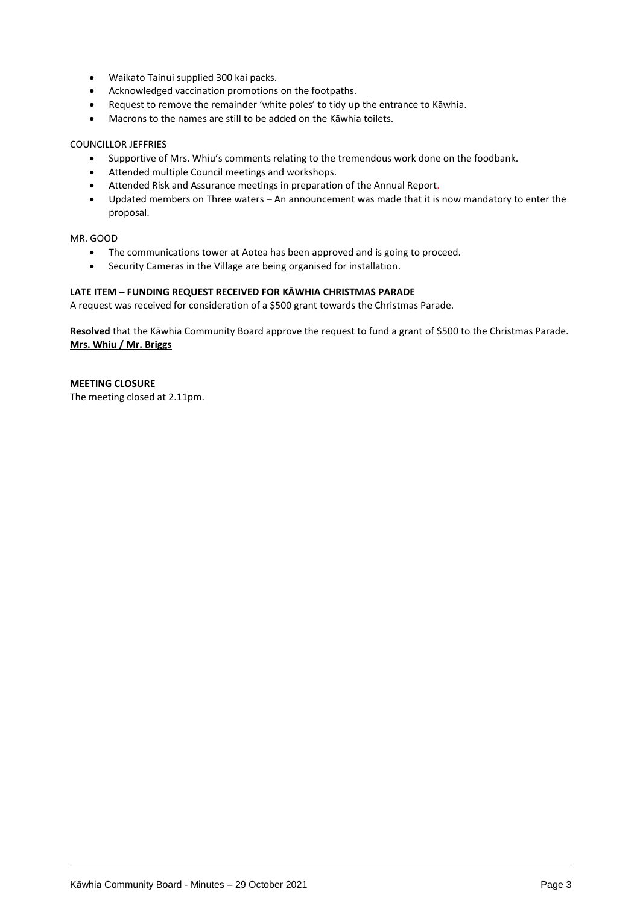- Waikato Tainui supplied 300 kai packs.
- Acknowledged vaccination promotions on the footpaths.
- Request to remove the remainder 'white poles' to tidy up the entrance to Kāwhia.
- Macrons to the names are still to be added on the Kāwhia toilets.

COUNCILLOR JEFFRIES

- Supportive of Mrs. Whiu's comments relating to the tremendous work done on the foodbank.
- Attended multiple Council meetings and workshops.
- Attended Risk and Assurance meetings in preparation of the Annual Report.
- Updated members on Three waters – An announcement was made that it is now mandatory to enter the proposal.

MR. GOOD

- The communications tower at Aotea has been approved and is going to proceed.
- Security Cameras in the Village are being organised for installation.

**LATE ITEM – FUNDING REQUEST RECEIVED FOR KĀWHIA CHRISTMAS PARADE**

A request was received for consideration of a $500 grant towards the Christmas Parade.

**Resolved** that the Kāwhia Community Board approve the request to fund a grant of $500 to the Christmas Parade.
**Mrs. Whiu / Mr. Briggs**

**MEETING CLOSURE**

The meeting closed at 2.11pm.